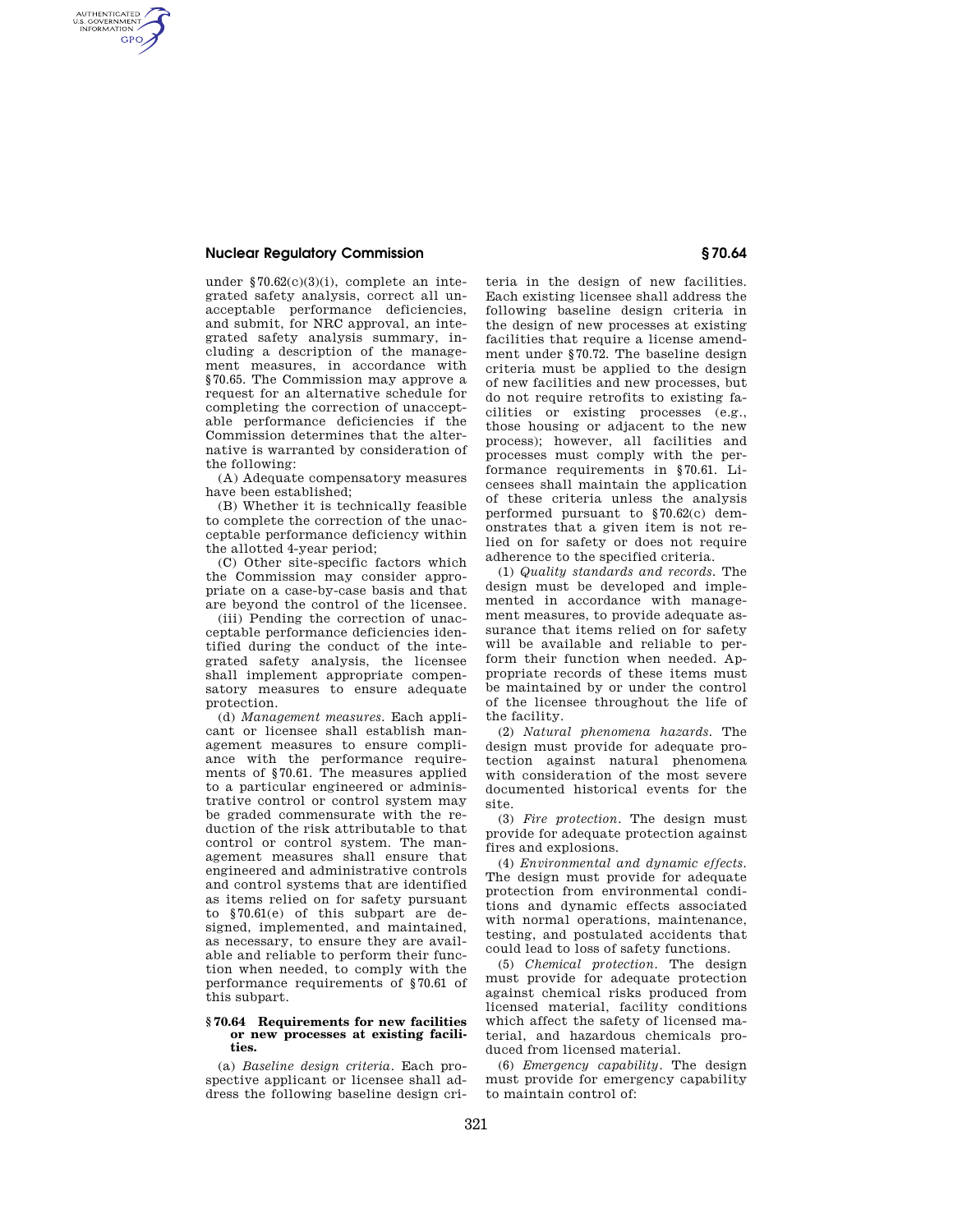under §70.62(c)(3)(i), complete an integrated safety analysis, correct all unacceptable performance deficiencies, and submit, for NRC approval, an integrated safety analysis summary, including a description of the management measures, in accordance with §70.65. The Commission may approve a request for an alternative schedule for completing the correction of unacceptable performance deficiencies if the Commission determines that the alternative is warranted by consideration of the following:

(A) Adequate compensatory measures have been established;

(B) Whether it is technically feasible to complete the correction of the unacceptable performance deficiency within the allotted 4-year period;

(C) Other site-specific factors which the Commission may consider appropriate on a case-by-case basis and that are beyond the control of the licensee.

(iii) Pending the correction of unacceptable performance deficiencies identified during the conduct of the integrated safety analysis, the licensee shall implement appropriate compensatory measures to ensure adequate protection.

(d) *Management measures.* Each applicant or licensee shall establish management measures to ensure compliance with the performance requirements of §70.61. The measures applied to a particular engineered or administrative control or control system may be graded commensurate with the reduction of the risk attributable to that control or control system. The management measures shall ensure that engineered and administrative controls and control systems that are identified as items relied on for safety pursuant to §70.61(e) of this subpart are designed, implemented, and maintained, as necessary, to ensure they are available and reliable to perform their function when needed, to comply with the performance requirements of §70.61 of this subpart.

### §70.64 Requirements for new facilities or new processes at existing facilities.

(a) *Baseline design criteria.* Each prospective applicant or licensee shall address the following baseline design criteria in the design of new facilities. Each existing licensee shall address the following baseline design criteria in the design of new processes at existing facilities that require a license amendment under §70.72. The baseline design criteria must be applied to the design of new facilities and new processes, but do not require retrofits to existing facilities or existing processes (e.g., those housing or adjacent to the new process); however, all facilities and processes must comply with the performance requirements in §70.61. Licensees shall maintain the application of these criteria unless the analysis performed pursuant to §70.62(c) demonstrates that a given item is not relied on for safety or does not require adherence to the specified criteria.

(1) *Quality standards and records.* The design must be developed and implemented in accordance with management measures, to provide adequate assurance that items relied on for safety will be available and reliable to perform their function when needed. Appropriate records of these items must be maintained by or under the control of the licensee throughout the life of the facility.

(2) *Natural phenomena hazards.* The design must provide for adequate protection against natural phenomena with consideration of the most severe documented historical events for the site.

(3) *Fire protection.* The design must provide for adequate protection against fires and explosions.

(4) *Environmental and dynamic effects.* The design must provide for adequate protection from environmental conditions and dynamic effects associated with normal operations, maintenance, testing, and postulated accidents that could lead to loss of safety functions.

(5) *Chemical protection.* The design must provide for adequate protection against chemical risks produced from licensed material, facility conditions which affect the safety of licensed material, and hazardous chemicals produced from licensed material.

(6) *Emergency capability.* The design must provide for emergency capability to maintain control of: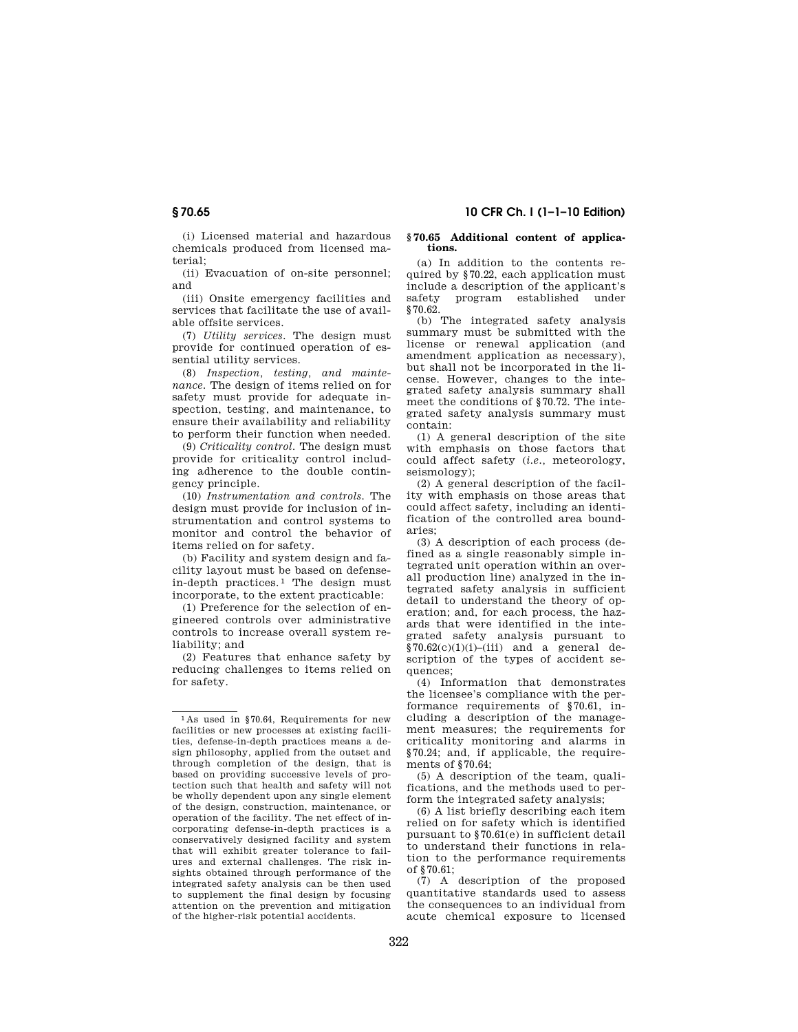(i) Licensed material and hazardous chemicals produced from licensed material;

(ii) Evacuation of on-site personnel; and

(iii) Onsite emergency facilities and services that facilitate the use of available offsite services.

(7) *Utility services.* The design must provide for continued operation of essential utility services.

(8) *Inspection, testing, and maintenance.* The design of items relied on for safety must provide for adequate inspection, testing, and maintenance, to ensure their availability and reliability to perform their function when needed.

(9) *Criticality control.* The design must provide for criticality control including adherence to the double contingency principle.

(10) *Instrumentation and controls.* The design must provide for inclusion of instrumentation and control systems to monitor and control the behavior of items relied on for safety.

(b) Facility and system design and facility layout must be based on defense-in-depth practices.[1] The design must incorporate, to the extent practicable:

(1) Preference for the selection of engineered controls over administrative controls to increase overall system reliability; and

(2) Features that enhance safety by reducing challenges to items relied on for safety.

[1] As used in §70.64, Requirements for new facilities or new processes at existing facilities, defense-in-depth practices means a design philosophy, applied from the outset and through completion of the design, that is based on providing successive levels of protection such that health and safety will not be wholly dependent upon any single element of the design, construction, maintenance, or operation of the facility. The net effect of incorporating defense-in-depth practices is a conservatively designed facility and system that will exhibit greater tolerance to failures and external challenges. The risk insights obtained through performance of the integrated safety analysis can be then used to supplement the final design by focusing attention on the prevention and mitigation of the higher-risk potential accidents.

## §70.65 Additional content of applications.

(a) In addition to the contents required by §70.22, each application must include a description of the applicant's safety program established under §70.62.

(b) The integrated safety analysis summary must be submitted with the license or renewal application (and amendment application as necessary), but shall not be incorporated in the license. However, changes to the integrated safety analysis summary shall meet the conditions of §70.72. The integrated safety analysis summary must contain:

(1) A general description of the site with emphasis on those factors that could affect safety (*i.e.*, meteorology, seismology);

(2) A general description of the facility with emphasis on those areas that could affect safety, including an identification of the controlled area boundaries;

(3) A description of each process (defined as a single reasonably simple integrated unit operation within an overall production line) analyzed in the integrated safety analysis in sufficient detail to understand the theory of operation; and, for each process, the hazards that were identified in the integrated safety analysis pursuant to §70.62(c)(1)(i)–(iii) and a general description of the types of accident sequences;

(4) Information that demonstrates the licensee's compliance with the performance requirements of §70.61, including a description of the management measures; the requirements for criticality monitoring and alarms in §70.24; and, if applicable, the requirements of §70.64;

(5) A description of the team, qualifications, and the methods used to perform the integrated safety analysis;

(6) A list briefly describing each item relied on for safety which is identified pursuant to §70.61(e) in sufficient detail to understand their functions in relation to the performance requirements of §70.61;

(7) A description of the proposed quantitative standards used to assess the consequences to an individual from acute chemical exposure to licensed